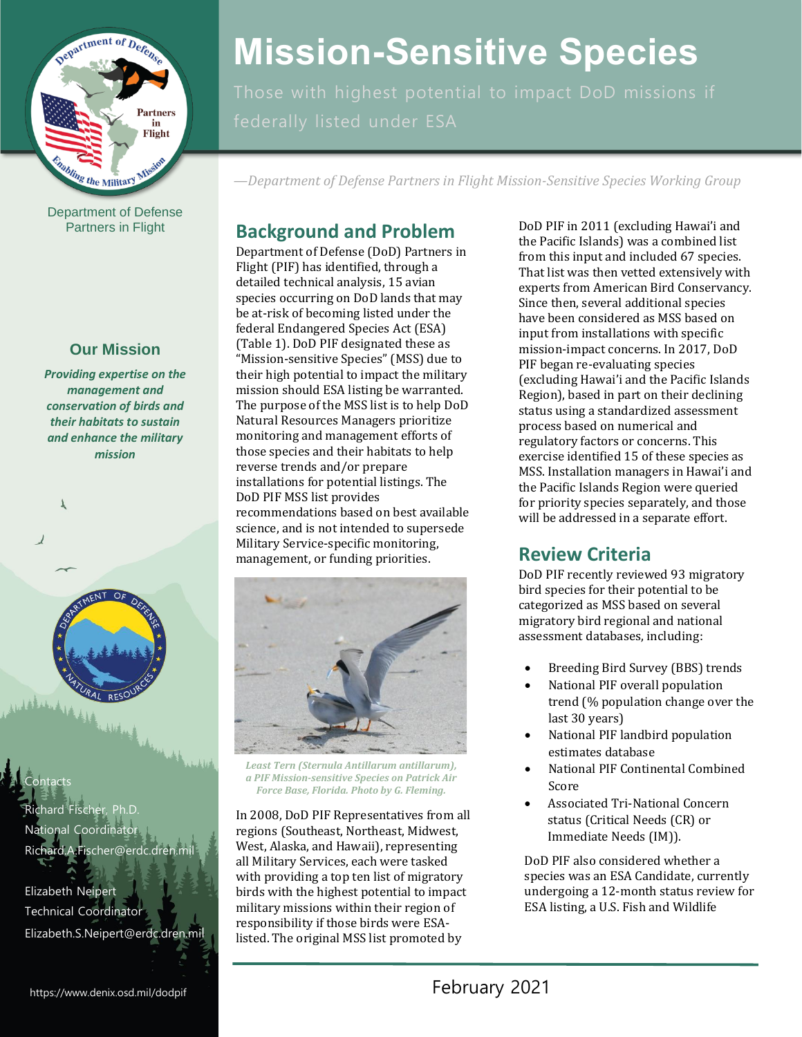# Mission-Sensitive Species

Those with highest potential to impact DoD missions if federally listed under ESA

*—Department of Defense Partners in Flight Mission-Sensitive Species Working Group*

Department of Defense Partners in Flight

## Our Mission

***Providing expertise on the management and conservation of birds and their habitats to sustain and enhance the military mission***

Contacts

Richard Fischer, Ph.D.
National Coordinator
Richard.A.Fischer@erdc.dren.mil

Elizabeth Neipert
Technical Coordinator
Elizabeth.S.Neipert@erdc.dren.mil

https://www.denix.osd.mil/dodpif

## Background and Problem

Department of Defense (DoD) Partners in Flight (PIF) has identified, through a detailed technical analysis, 15 avian species occurring on DoD lands that may be at-risk of becoming listed under the federal Endangered Species Act (ESA) (Table 1). DoD PIF designated these as "Mission-sensitive Species" (MSS) due to their high potential to impact the military mission should ESA listing be warranted. The purpose of the MSS list is to help DoD Natural Resources Managers prioritize monitoring and management efforts of those species and their habitats to help reverse trends and/or prepare installations for potential listings. The DoD PIF MSS list provides recommendations based on best available science, and is not intended to supersede Military Service-specific monitoring, management, or funding priorities.

*Least Tern (Sternula Antillarum antillarum), a PIF Mission-sensitive Species on Patrick Air Force Base, Florida. Photo by G. Fleming.*

In 2008, DoD PIF Representatives from all regions (Southeast, Northeast, Midwest, West, Alaska, and Hawaii), representing all Military Services, each were tasked with providing a top ten list of migratory birds with the highest potential to impact military missions within their region of responsibility if those birds were ESA-listed. The original MSS list promoted by DoD PIF in 2011 (excluding Hawai'i and the Pacific Islands) was a combined list from this input and included 67 species. That list was then vetted extensively with experts from American Bird Conservancy. Since then, several additional species have been considered as MSS based on input from installations with specific mission-impact concerns. In 2017, DoD PIF began re-evaluating species (excluding Hawai'i and the Pacific Islands Region), based in part on their declining status using a standardized assessment process based on numerical and regulatory factors or concerns. This exercise identified 15 of these species as MSS. Installation managers in Hawai'i and the Pacific Islands Region were queried for priority species separately, and those will be addressed in a separate effort.

## Review Criteria

DoD PIF recently reviewed 93 migratory bird species for their potential to be categorized as MSS based on several migratory bird regional and national assessment databases, including:

- Breeding Bird Survey (BBS) trends
- National PIF overall population trend (% population change over the last 30 years)
- National PIF landbird population estimates database
- National PIF Continental Combined Score
- Associated Tri-National Concern status (Critical Needs (CR) or Immediate Needs (IM)).

DoD PIF also considered whether a species was an ESA Candidate, currently undergoing a 12-month status review for ESA listing, a U.S. Fish and Wildlife

February 2021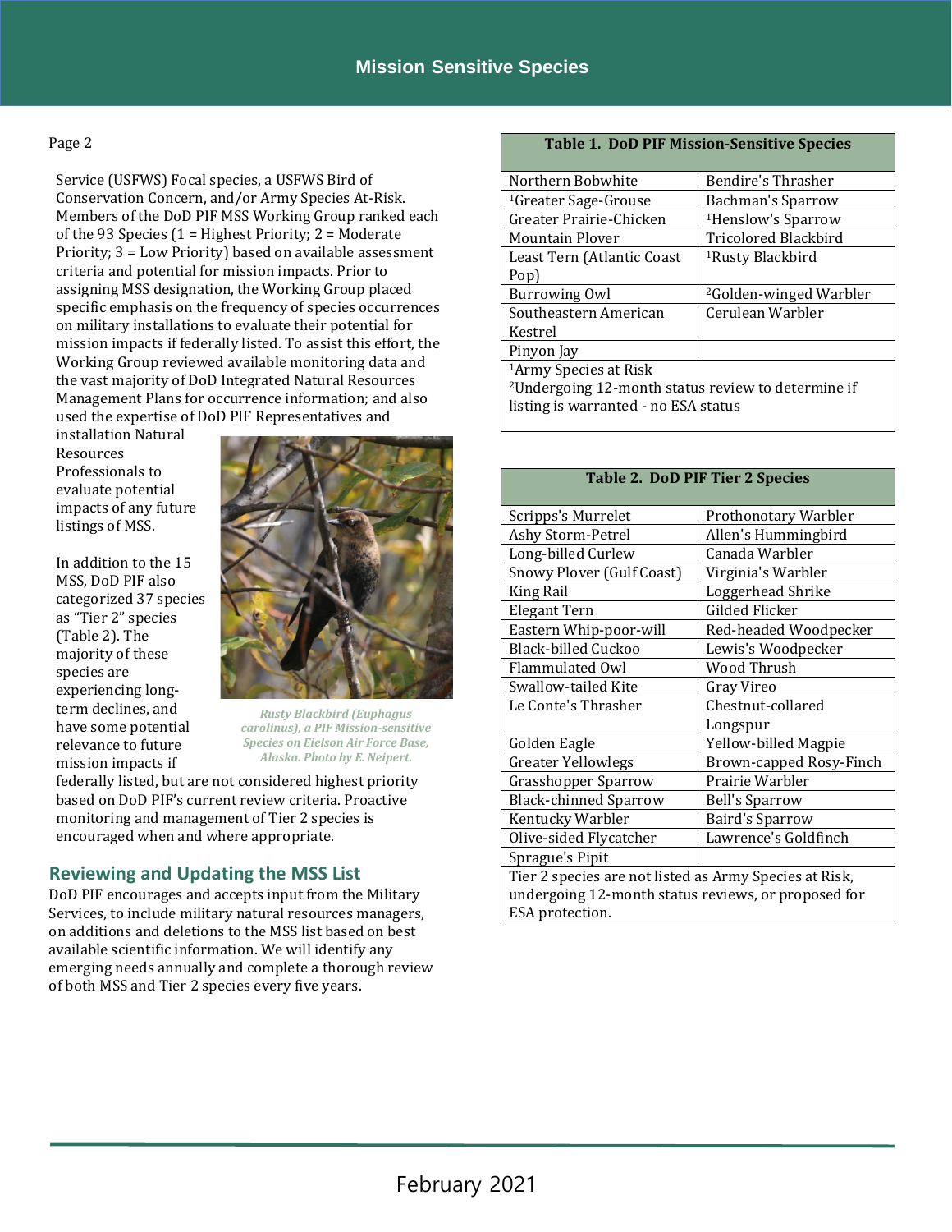Service (USFWS) Focal species, a USFWS Bird of Conservation Concern, and/or Army Species At-Risk. Members of the DoD PIF MSS Working Group ranked each of the 93 Species (1 = Highest Priority; 2 = Moderate Priority; 3 = Low Priority) based on available assessment criteria and potential for mission impacts. Prior to assigning MSS designation, the Working Group placed specific emphasis on the frequency of species occurrences on military installations to evaluate their potential for mission impacts if federally listed. To assist this effort, the Working Group reviewed available monitoring data and the vast majority of DoD Integrated Natural Resources Management Plans for occurrence information; and also used the expertise of DoD PIF Representatives and installation Natural Resources Professionals to evaluate potential impacts of any future listings of MSS.

In addition to the 15 MSS, DoD PIF also categorized 37 species as "Tier 2" species (Table 2). The majority of these species are experiencing long-term declines, and have some potential relevance to future mission impacts if federally listed, but are not considered highest priority based on DoD PIF's current review criteria. Proactive monitoring and management of Tier 2 species is encouraged when and where appropriate.

*Rusty Blackbird (Euphagus carolinus), a PIF Mission-sensitive Species on Eielson Air Force Base, Alaska. Photo by E. Neipert.*

## Reviewing and Updating the MSS List

DoD PIF encourages and accepts input from the Military Services, to include military natural resources managers, on additions and deletions to the MSS list based on best available scientific information. We will identify any emerging needs annually and complete a thorough review of both MSS and Tier 2 species every five years.

**Table 1. DoD PIF Mission-Sensitive Species**

| | |
|---|---|
| Northern Bobwhite | Bendire's Thrasher |
| [1]Greater Sage-Grouse | Bachman's Sparrow |
| Greater Prairie-Chicken | [1]Henslow's Sparrow |
| Mountain Plover | Tricolored Blackbird |
| Least Tern (Atlantic Coast Pop) | [1]Rusty Blackbird |
| Burrowing Owl | [2]Golden-winged Warbler |
| Southeastern American Kestrel | Cerulean Warbler |
| Pinyon Jay | |

[1]Army Species at Risk
[2]Undergoing 12-month status review to determine if listing is warranted - no ESA status

**Table 2. DoD PIF Tier 2 Species**

| | |
|---|---|
| Scripps's Murrelet | Prothonotary Warbler |
| Ashy Storm-Petrel | Allen's Hummingbird |
| Long-billed Curlew | Canada Warbler |
| Snowy Plover (Gulf Coast) | Virginia's Warbler |
| King Rail | Loggerhead Shrike |
| Elegant Tern | Gilded Flicker |
| Eastern Whip-poor-will | Red-headed Woodpecker |
| Black-billed Cuckoo | Lewis's Woodpecker |
| Flammulated Owl | Wood Thrush |
| Swallow-tailed Kite | Gray Vireo |
| Le Conte's Thrasher | Chestnut-collared Longspur |
| Golden Eagle | Yellow-billed Magpie |
| Greater Yellowlegs | Brown-capped Rosy-Finch |
| Grasshopper Sparrow | Prairie Warbler |
| Black-chinned Sparrow | Bell's Sparrow |
| Kentucky Warbler | Baird's Sparrow |
| Olive-sided Flycatcher | Lawrence's Goldfinch |
| Sprague's Pipit | |

Tier 2 species are not listed as Army Species at Risk, undergoing 12-month status reviews, or proposed for ESA protection.